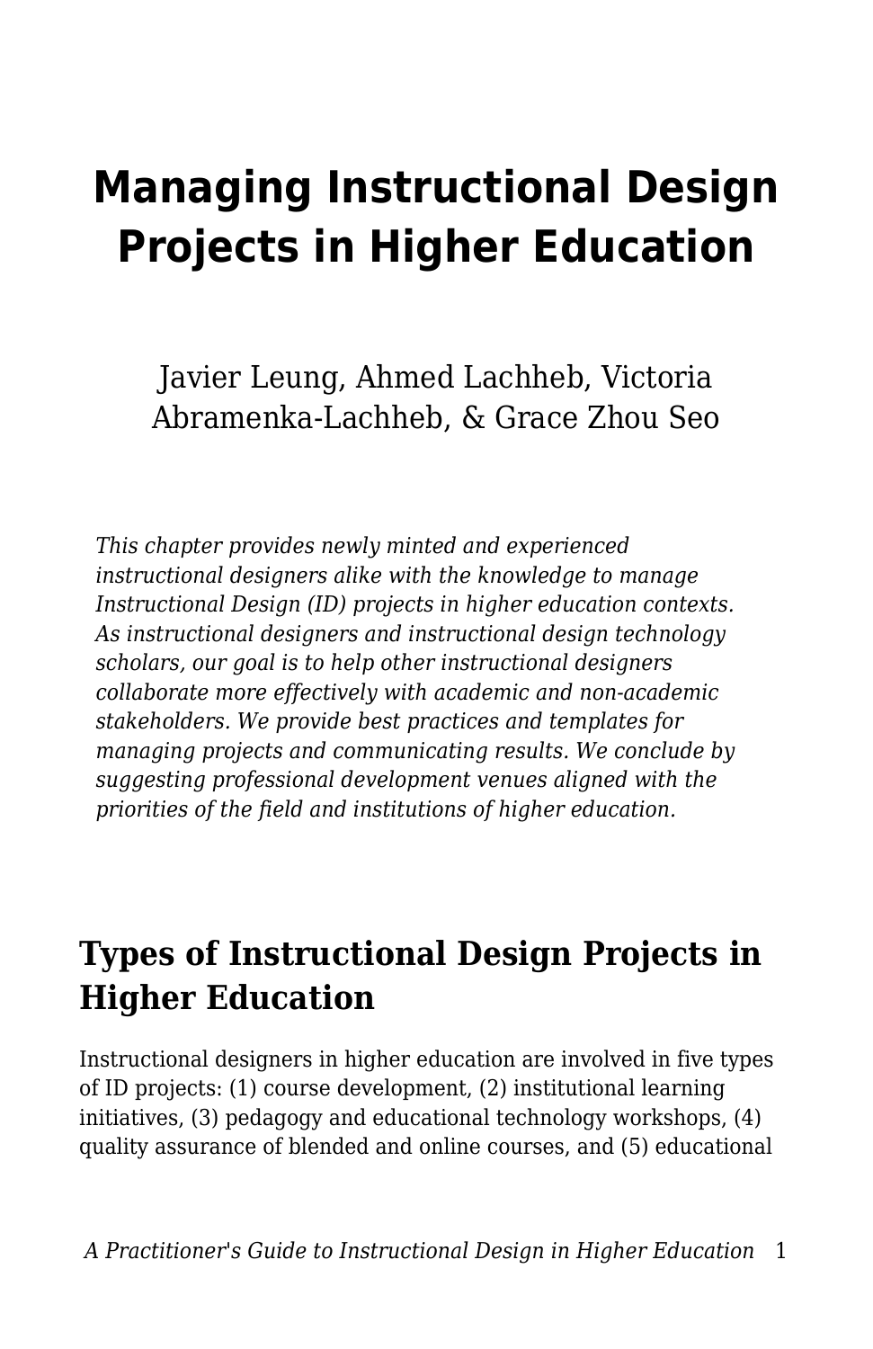# Managing Instructional Design Projects in Higher Education

Javier Leung, Ahmed Lachheb, Victoria Abramenka-Lachheb, & Grace Zhou Seo

*This chapter provides newly minted and experienced instructional designers alike with the knowledge to manage Instructional Design (ID) projects in higher education contexts. As instructional designers and instructional design technology scholars, our goal is to help other instructional designers collaborate more effectively with academic and non-academic stakeholders. We provide best practices and templates for managing projects and communicating results. We conclude by suggesting professional development venues aligned with the priorities of the field and institutions of higher education.*

## Types of Instructional Design Projects in Higher Education

Instructional designers in higher education are involved in five types of ID projects: (1) course development, (2) institutional learning initiatives, (3) pedagogy and educational technology workshops, (4) quality assurance of blended and online courses, and (5) educational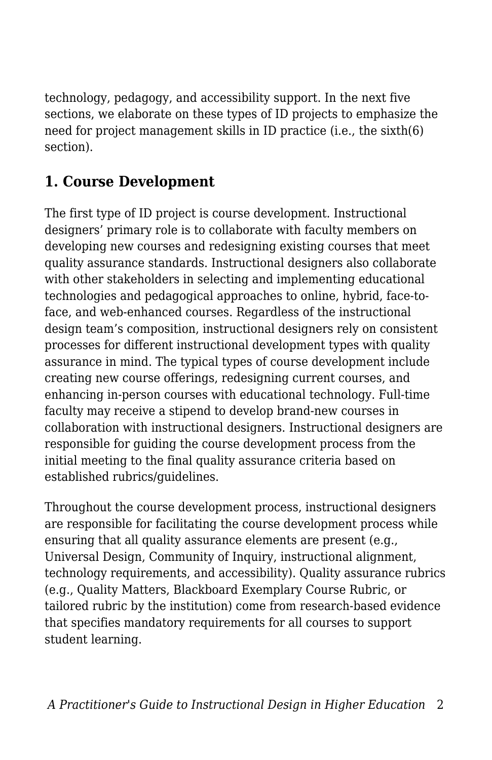technology, pedagogy, and accessibility support. In the next five sections, we elaborate on these types of ID projects to emphasize the need for project management skills in ID practice (i.e., the sixth(6) section).

## 1. Course Development

The first type of ID project is course development. Instructional designers' primary role is to collaborate with faculty members on developing new courses and redesigning existing courses that meet quality assurance standards. Instructional designers also collaborate with other stakeholders in selecting and implementing educational technologies and pedagogical approaches to online, hybrid, face-to-face, and web-enhanced courses. Regardless of the instructional design team's composition, instructional designers rely on consistent processes for different instructional development types with quality assurance in mind. The typical types of course development include creating new course offerings, redesigning current courses, and enhancing in-person courses with educational technology. Full-time faculty may receive a stipend to develop brand-new courses in collaboration with instructional designers. Instructional designers are responsible for guiding the course development process from the initial meeting to the final quality assurance criteria based on established rubrics/guidelines.

Throughout the course development process, instructional designers are responsible for facilitating the course development process while ensuring that all quality assurance elements are present (e.g., Universal Design, Community of Inquiry, instructional alignment, technology requirements, and accessibility). Quality assurance rubrics (e.g., Quality Matters, Blackboard Exemplary Course Rubric, or tailored rubric by the institution) come from research-based evidence that specifies mandatory requirements for all courses to support student learning.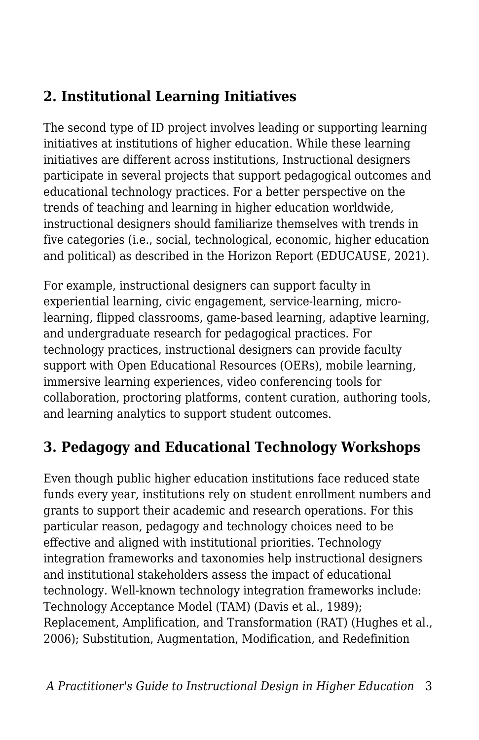## 2. Institutional Learning Initiatives

The second type of ID project involves leading or supporting learning initiatives at institutions of higher education. While these learning initiatives are different across institutions, Instructional designers participate in several projects that support pedagogical outcomes and educational technology practices. For a better perspective on the trends of teaching and learning in higher education worldwide, instructional designers should familiarize themselves with trends in five categories (i.e., social, technological, economic, higher education and political) as described in the Horizon Report (EDUCAUSE, 2021).

For example, instructional designers can support faculty in experiential learning, civic engagement, service-learning, micro-learning, flipped classrooms, game-based learning, adaptive learning, and undergraduate research for pedagogical practices. For technology practices, instructional designers can provide faculty support with Open Educational Resources (OERs), mobile learning, immersive learning experiences, video conferencing tools for collaboration, proctoring platforms, content curation, authoring tools, and learning analytics to support student outcomes.

## 3. Pedagogy and Educational Technology Workshops

Even though public higher education institutions face reduced state funds every year, institutions rely on student enrollment numbers and grants to support their academic and research operations. For this particular reason, pedagogy and technology choices need to be effective and aligned with institutional priorities. Technology integration frameworks and taxonomies help instructional designers and institutional stakeholders assess the impact of educational technology. Well-known technology integration frameworks include: Technology Acceptance Model (TAM) (Davis et al., 1989); Replacement, Amplification, and Transformation (RAT) (Hughes et al., 2006); Substitution, Augmentation, Modification, and Redefinition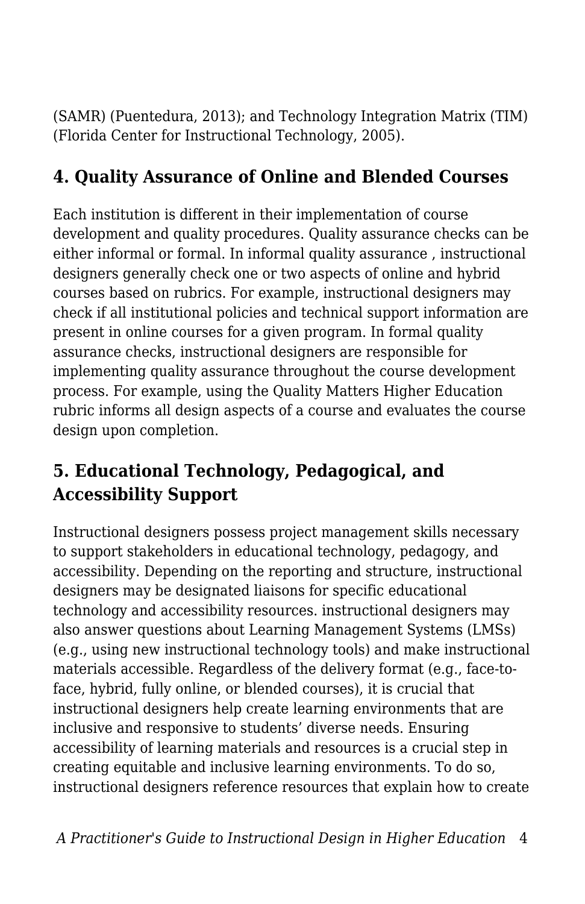(SAMR) (Puentedura, 2013); and Technology Integration Matrix (TIM) (Florida Center for Instructional Technology, 2005).

## 4. Quality Assurance of Online and Blended Courses

Each institution is different in their implementation of course development and quality procedures. Quality assurance checks can be either informal or formal. In informal quality assurance , instructional designers generally check one or two aspects of online and hybrid courses based on rubrics. For example, instructional designers may check if all institutional policies and technical support information are present in online courses for a given program. In formal quality assurance checks, instructional designers are responsible for implementing quality assurance throughout the course development process. For example, using the Quality Matters Higher Education rubric informs all design aspects of a course and evaluates the course design upon completion.

## 5. Educational Technology, Pedagogical, and Accessibility Support

Instructional designers possess project management skills necessary to support stakeholders in educational technology, pedagogy, and accessibility. Depending on the reporting and structure, instructional designers may be designated liaisons for specific educational technology and accessibility resources. instructional designers may also answer questions about Learning Management Systems (LMSs) (e.g., using new instructional technology tools) and make instructional materials accessible. Regardless of the delivery format (e.g., face-to-face, hybrid, fully online, or blended courses), it is crucial that instructional designers help create learning environments that are inclusive and responsive to students' diverse needs. Ensuring accessibility of learning materials and resources is a crucial step in creating equitable and inclusive learning environments. To do so, instructional designers reference resources that explain how to create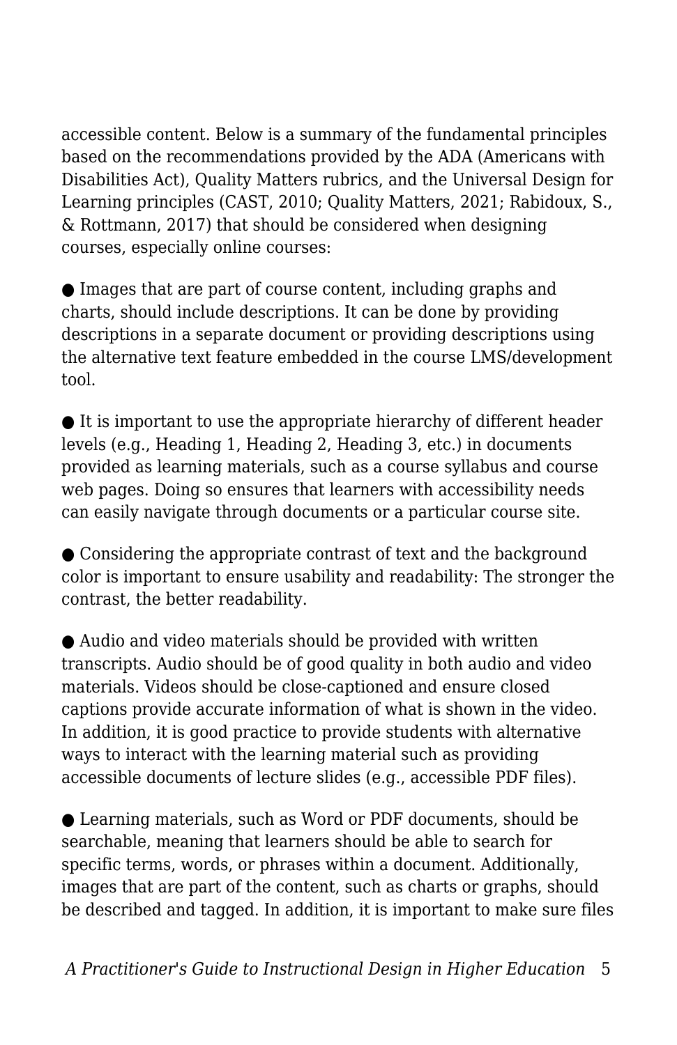accessible content. Below is a summary of the fundamental principles based on the recommendations provided by the ADA (Americans with Disabilities Act), Quality Matters rubrics, and the Universal Design for Learning principles (CAST, 2010; Quality Matters, 2021; Rabidoux, S., & Rottmann, 2017) that should be considered when designing courses, especially online courses:

- Images that are part of course content, including graphs and charts, should include descriptions. It can be done by providing descriptions in a separate document or providing descriptions using the alternative text feature embedded in the course LMS/development tool.

- It is important to use the appropriate hierarchy of different header levels (e.g., Heading 1, Heading 2, Heading 3, etc.) in documents provided as learning materials, such as a course syllabus and course web pages. Doing so ensures that learners with accessibility needs can easily navigate through documents or a particular course site.

- Considering the appropriate contrast of text and the background color is important to ensure usability and readability: The stronger the contrast, the better readability.

- Audio and video materials should be provided with written transcripts. Audio should be of good quality in both audio and video materials. Videos should be close-captioned and ensure closed captions provide accurate information of what is shown in the video. In addition, it is good practice to provide students with alternative ways to interact with the learning material such as providing accessible documents of lecture slides (e.g., accessible PDF files).

- Learning materials, such as Word or PDF documents, should be searchable, meaning that learners should be able to search for specific terms, words, or phrases within a document. Additionally, images that are part of the content, such as charts or graphs, should be described and tagged. In addition, it is important to make sure files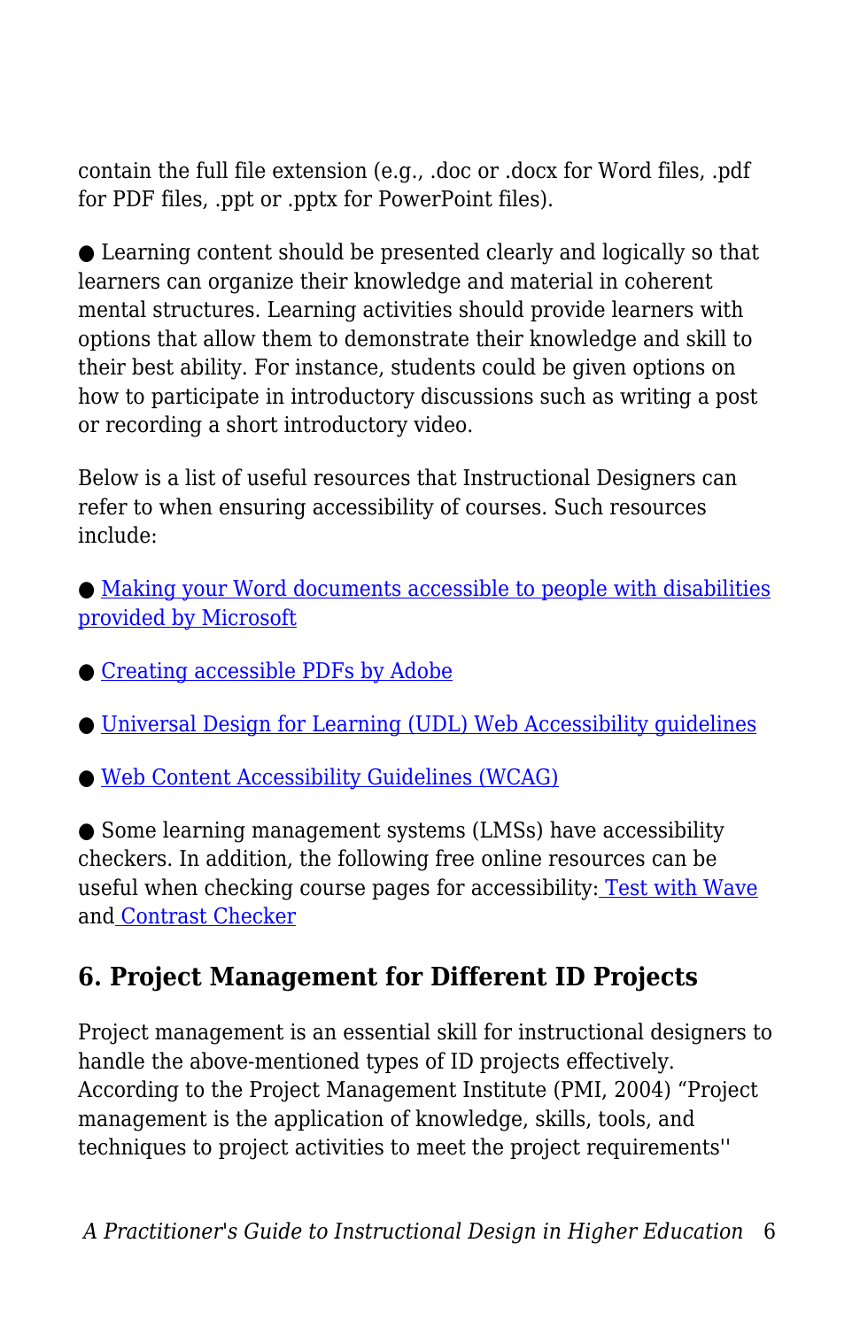contain the full file extension (e.g., .doc or .docx for Word files, .pdf for PDF files, .ppt or .pptx for PowerPoint files).

- Learning content should be presented clearly and logically so that learners can organize their knowledge and material in coherent mental structures. Learning activities should provide learners with options that allow them to demonstrate their knowledge and skill to their best ability. For instance, students could be given options on how to participate in introductory discussions such as writing a post or recording a short introductory video.

Below is a list of useful resources that Instructional Designers can refer to when ensuring accessibility of courses. Such resources include:

- Making your Word documents accessible to people with disabilities provided by Microsoft
- Creating accessible PDFs by Adobe
- Universal Design for Learning (UDL) Web Accessibility guidelines
- Web Content Accessibility Guidelines (WCAG)
- Some learning management systems (LMSs) have accessibility checkers. In addition, the following free online resources can be useful when checking course pages for accessibility: Test with Wave and Contrast Checker

## 6. Project Management for Different ID Projects

Project management is an essential skill for instructional designers to handle the above-mentioned types of ID projects effectively. According to the Project Management Institute (PMI, 2004) "Project management is the application of knowledge, skills, tools, and techniques to project activities to meet the project requirements''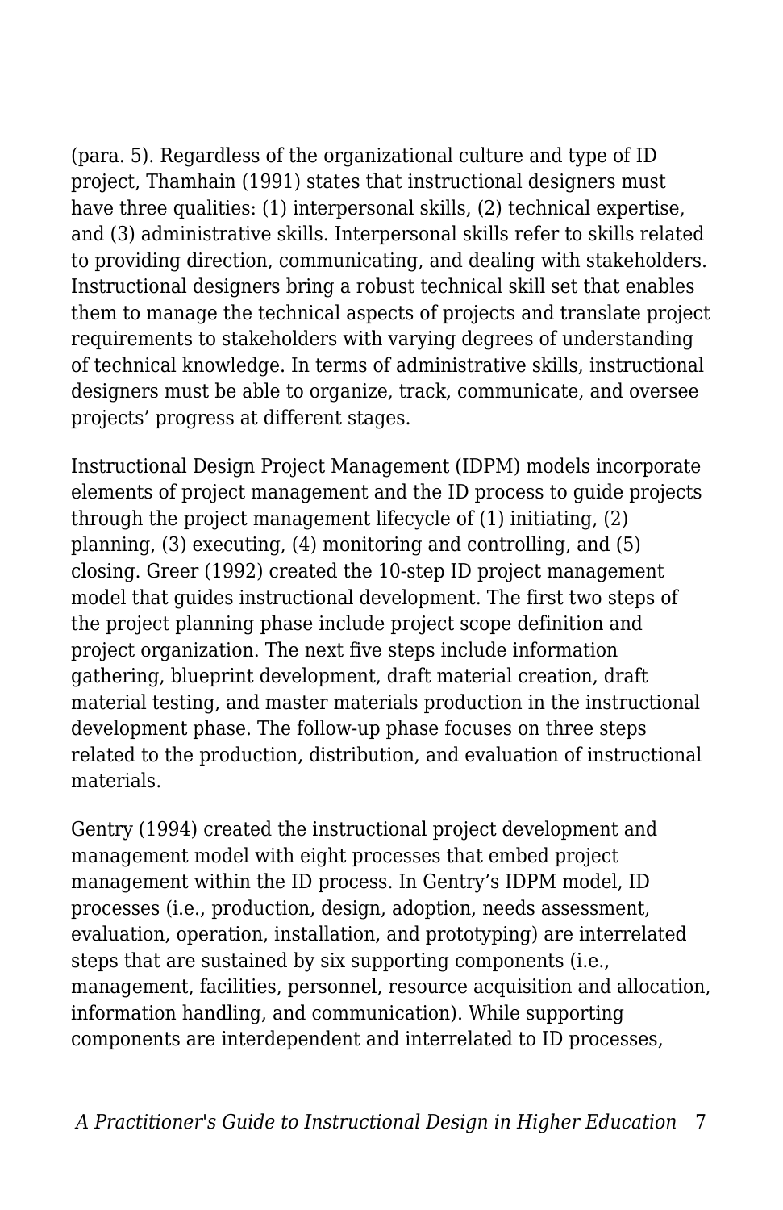(para. 5). Regardless of the organizational culture and type of ID project, Thamhain (1991) states that instructional designers must have three qualities: (1) interpersonal skills, (2) technical expertise, and (3) administrative skills. Interpersonal skills refer to skills related to providing direction, communicating, and dealing with stakeholders. Instructional designers bring a robust technical skill set that enables them to manage the technical aspects of projects and translate project requirements to stakeholders with varying degrees of understanding of technical knowledge. In terms of administrative skills, instructional designers must be able to organize, track, communicate, and oversee projects' progress at different stages.

Instructional Design Project Management (IDPM) models incorporate elements of project management and the ID process to guide projects through the project management lifecycle of (1) initiating, (2) planning, (3) executing, (4) monitoring and controlling, and (5) closing. Greer (1992) created the 10-step ID project management model that guides instructional development. The first two steps of the project planning phase include project scope definition and project organization. The next five steps include information gathering, blueprint development, draft material creation, draft material testing, and master materials production in the instructional development phase. The follow-up phase focuses on three steps related to the production, distribution, and evaluation of instructional materials.

Gentry (1994) created the instructional project development and management model with eight processes that embed project management within the ID process. In Gentry's IDPM model, ID processes (i.e., production, design, adoption, needs assessment, evaluation, operation, installation, and prototyping) are interrelated steps that are sustained by six supporting components (i.e., management, facilities, personnel, resource acquisition and allocation, information handling, and communication). While supporting components are interdependent and interrelated to ID processes,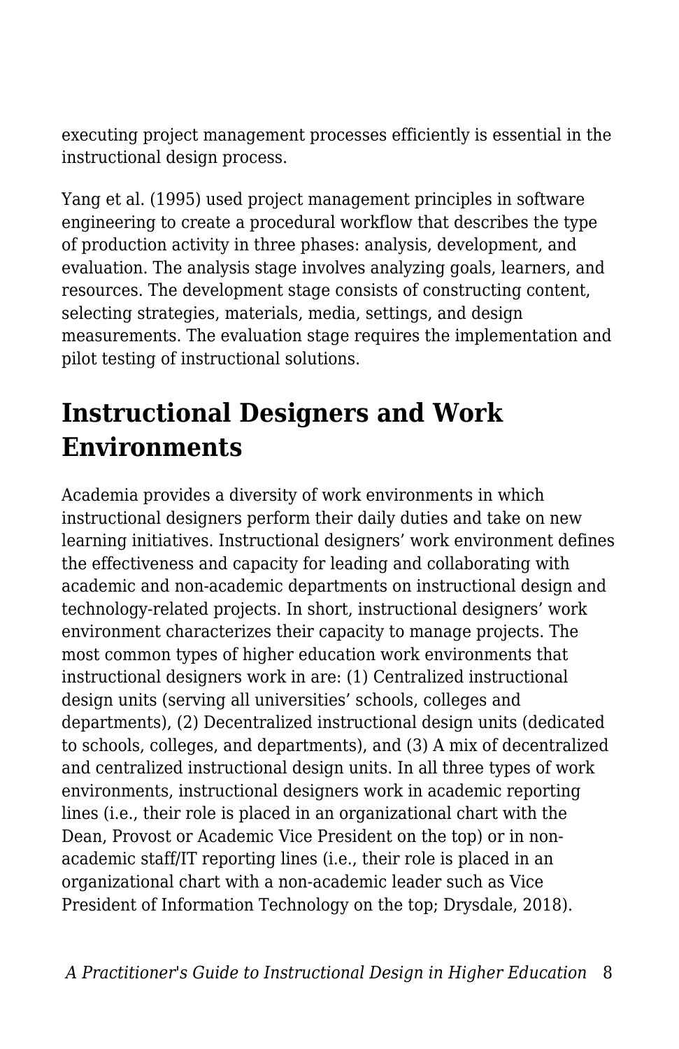executing project management processes efficiently is essential in the instructional design process.

Yang et al. (1995) used project management principles in software engineering to create a procedural workflow that describes the type of production activity in three phases: analysis, development, and evaluation. The analysis stage involves analyzing goals, learners, and resources. The development stage consists of constructing content, selecting strategies, materials, media, settings, and design measurements. The evaluation stage requires the implementation and pilot testing of instructional solutions.

## Instructional Designers and Work Environments

Academia provides a diversity of work environments in which instructional designers perform their daily duties and take on new learning initiatives. Instructional designers' work environment defines the effectiveness and capacity for leading and collaborating with academic and non-academic departments on instructional design and technology-related projects. In short, instructional designers' work environment characterizes their capacity to manage projects. The most common types of higher education work environments that instructional designers work in are: (1) Centralized instructional design units (serving all universities' schools, colleges and departments), (2) Decentralized instructional design units (dedicated to schools, colleges, and departments), and (3) A mix of decentralized and centralized instructional design units. In all three types of work environments, instructional designers work in academic reporting lines (i.e., their role is placed in an organizational chart with the Dean, Provost or Academic Vice President on the top) or in non-academic staff/IT reporting lines (i.e., their role is placed in an organizational chart with a non-academic leader such as Vice President of Information Technology on the top; Drysdale, 2018).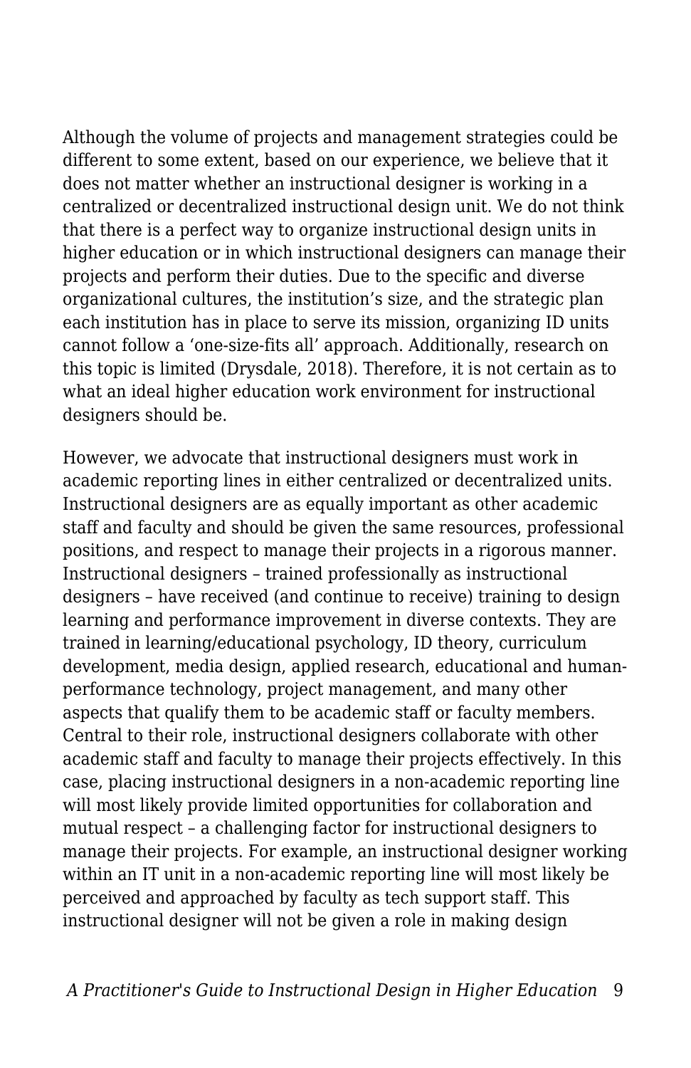Although the volume of projects and management strategies could be different to some extent, based on our experience, we believe that it does not matter whether an instructional designer is working in a centralized or decentralized instructional design unit. We do not think that there is a perfect way to organize instructional design units in higher education or in which instructional designers can manage their projects and perform their duties. Due to the specific and diverse organizational cultures, the institution's size, and the strategic plan each institution has in place to serve its mission, organizing ID units cannot follow a 'one-size-fits all' approach. Additionally, research on this topic is limited (Drysdale, 2018). Therefore, it is not certain as to what an ideal higher education work environment for instructional designers should be.

However, we advocate that instructional designers must work in academic reporting lines in either centralized or decentralized units. Instructional designers are as equally important as other academic staff and faculty and should be given the same resources, professional positions, and respect to manage their projects in a rigorous manner. Instructional designers – trained professionally as instructional designers – have received (and continue to receive) training to design learning and performance improvement in diverse contexts. They are trained in learning/educational psychology, ID theory, curriculum development, media design, applied research, educational and human-performance technology, project management, and many other aspects that qualify them to be academic staff or faculty members. Central to their role, instructional designers collaborate with other academic staff and faculty to manage their projects effectively. In this case, placing instructional designers in a non-academic reporting line will most likely provide limited opportunities for collaboration and mutual respect – a challenging factor for instructional designers to manage their projects. For example, an instructional designer working within an IT unit in a non-academic reporting line will most likely be perceived and approached by faculty as tech support staff. This instructional designer will not be given a role in making design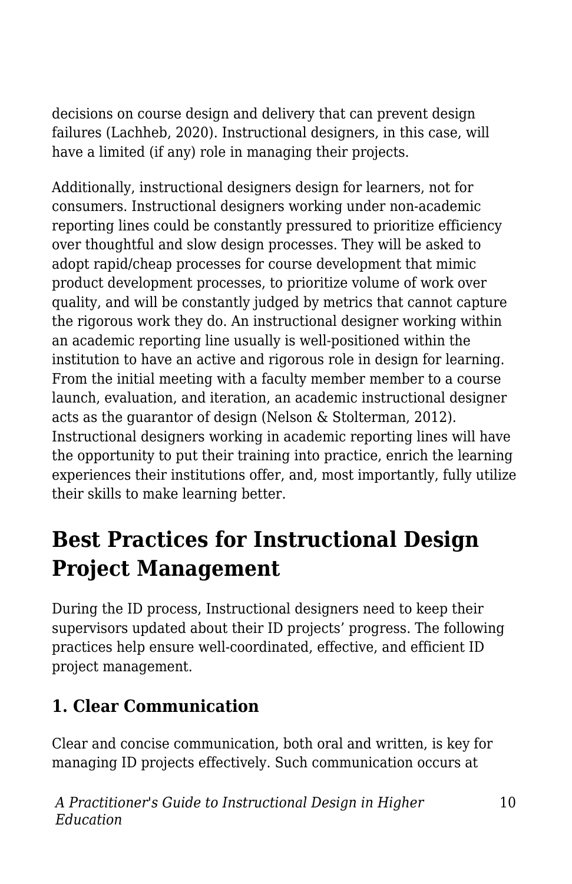decisions on course design and delivery that can prevent design failures (Lachheb, 2020). Instructional designers, in this case, will have a limited (if any) role in managing their projects.

Additionally, instructional designers design for learners, not for consumers. Instructional designers working under non-academic reporting lines could be constantly pressured to prioritize efficiency over thoughtful and slow design processes. They will be asked to adopt rapid/cheap processes for course development that mimic product development processes, to prioritize volume of work over quality, and will be constantly judged by metrics that cannot capture the rigorous work they do. An instructional designer working within an academic reporting line usually is well-positioned within the institution to have an active and rigorous role in design for learning. From the initial meeting with a faculty member member to a course launch, evaluation, and iteration, an academic instructional designer acts as the guarantor of design (Nelson & Stolterman, 2012). Instructional designers working in academic reporting lines will have the opportunity to put their training into practice, enrich the learning experiences their institutions offer, and, most importantly, fully utilize their skills to make learning better.

## Best Practices for Instructional Design Project Management

During the ID process, Instructional designers need to keep their supervisors updated about their ID projects' progress. The following practices help ensure well-coordinated, effective, and efficient ID project management.

### 1. Clear Communication

Clear and concise communication, both oral and written, is key for managing ID projects effectively. Such communication occurs at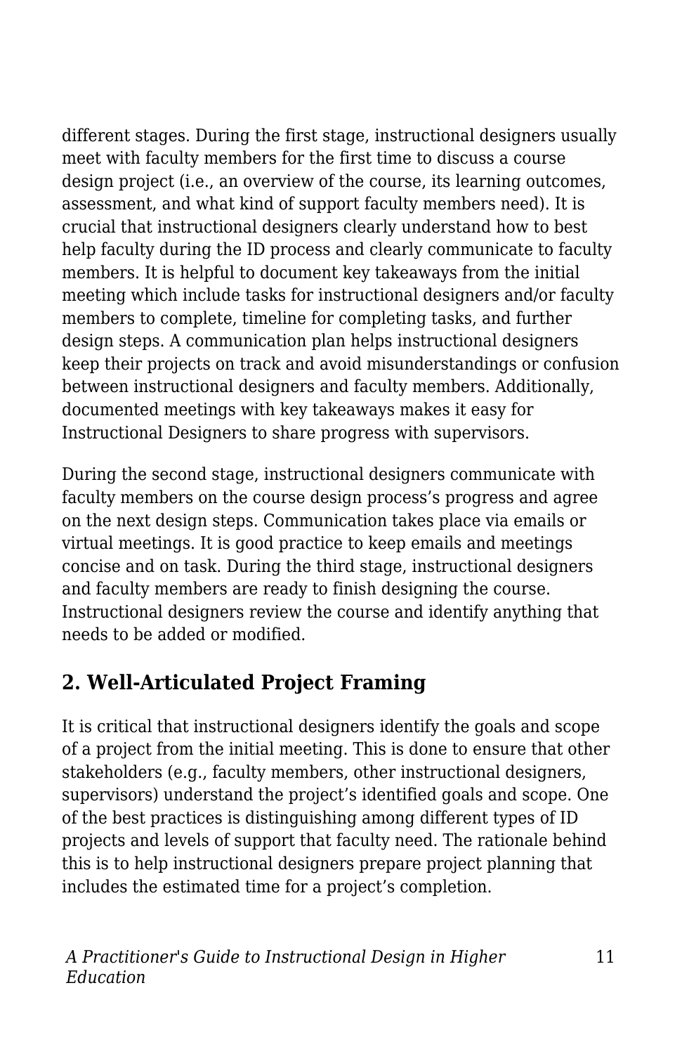different stages. During the first stage, instructional designers usually meet with faculty members for the first time to discuss a course design project (i.e., an overview of the course, its learning outcomes, assessment, and what kind of support faculty members need). It is crucial that instructional designers clearly understand how to best help faculty during the ID process and clearly communicate to faculty members. It is helpful to document key takeaways from the initial meeting which include tasks for instructional designers and/or faculty members to complete, timeline for completing tasks, and further design steps. A communication plan helps instructional designers keep their projects on track and avoid misunderstandings or confusion between instructional designers and faculty members. Additionally, documented meetings with key takeaways makes it easy for Instructional Designers to share progress with supervisors.

During the second stage, instructional designers communicate with faculty members on the course design process's progress and agree on the next design steps. Communication takes place via emails or virtual meetings. It is good practice to keep emails and meetings concise and on task. During the third stage, instructional designers and faculty members are ready to finish designing the course. Instructional designers review the course and identify anything that needs to be added or modified.

## 2. Well-Articulated Project Framing

It is critical that instructional designers identify the goals and scope of a project from the initial meeting. This is done to ensure that other stakeholders (e.g., faculty members, other instructional designers, supervisors) understand the project's identified goals and scope. One of the best practices is distinguishing among different types of ID projects and levels of support that faculty need. The rationale behind this is to help instructional designers prepare project planning that includes the estimated time for a project's completion.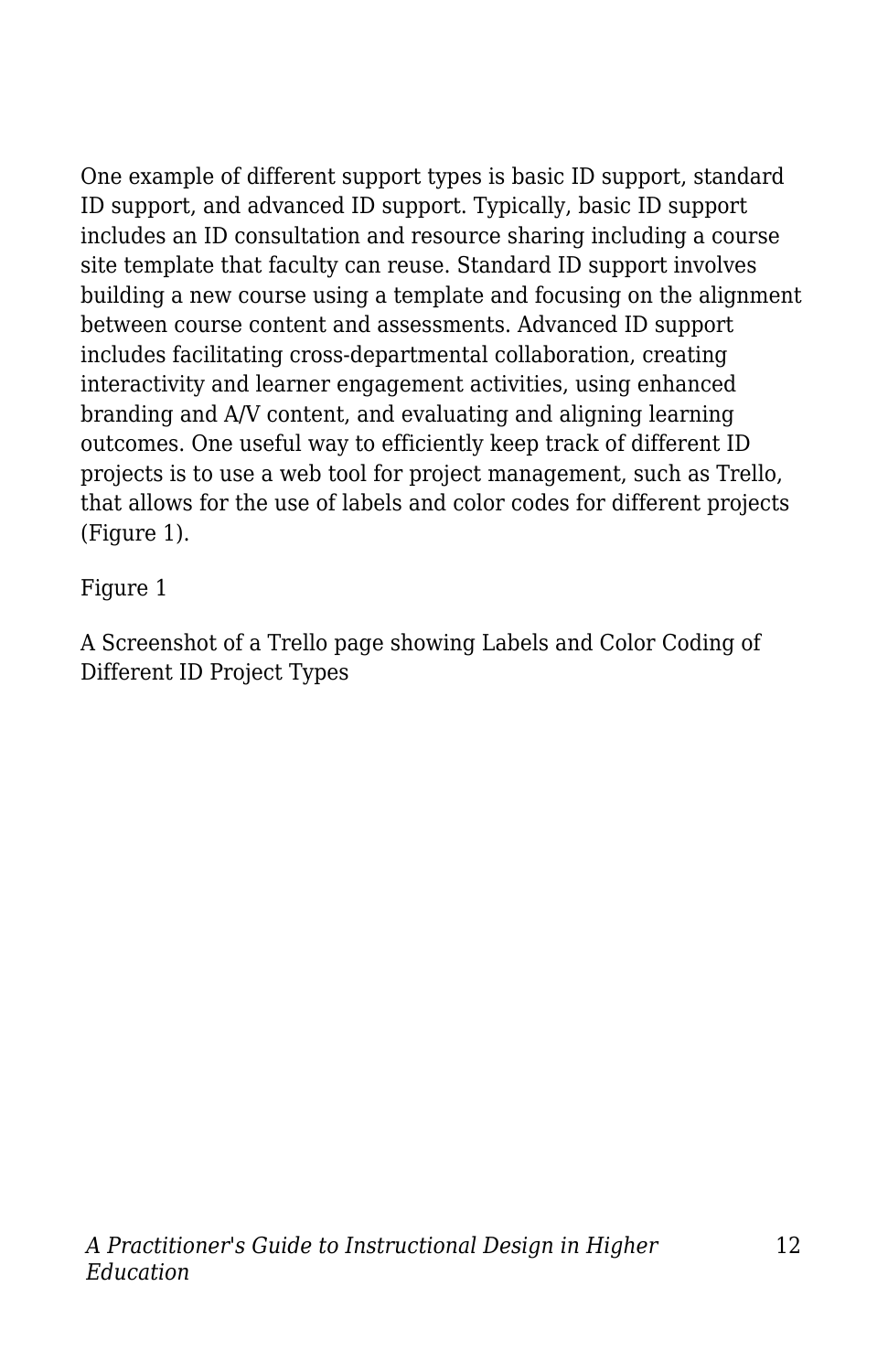One example of different support types is basic ID support, standard ID support, and advanced ID support. Typically, basic ID support includes an ID consultation and resource sharing including a course site template that faculty can reuse. Standard ID support involves building a new course using a template and focusing on the alignment between course content and assessments. Advanced ID support includes facilitating cross-departmental collaboration, creating interactivity and learner engagement activities, using enhanced branding and A/V content, and evaluating and aligning learning outcomes. One useful way to efficiently keep track of different ID projects is to use a web tool for project management, such as Trello, that allows for the use of labels and color codes for different projects (Figure 1).

Figure 1

A Screenshot of a Trello page showing Labels and Color Coding of Different ID Project Types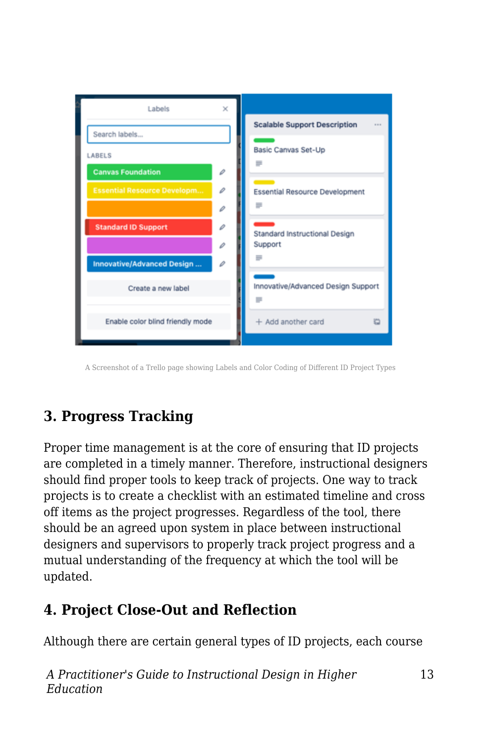A Screenshot of a Trello page showing Labels and Color Coding of Different ID Project Types

## 3. Progress Tracking

Proper time management is at the core of ensuring that ID projects are completed in a timely manner. Therefore, instructional designers should find proper tools to keep track of projects. One way to track projects is to create a checklist with an estimated timeline and cross off items as the project progresses. Regardless of the tool, there should be an agreed upon system in place between instructional designers and supervisors to properly track project progress and a mutual understanding of the frequency at which the tool will be updated.

## 4. Project Close-Out and Reflection

Although there are certain general types of ID projects, each course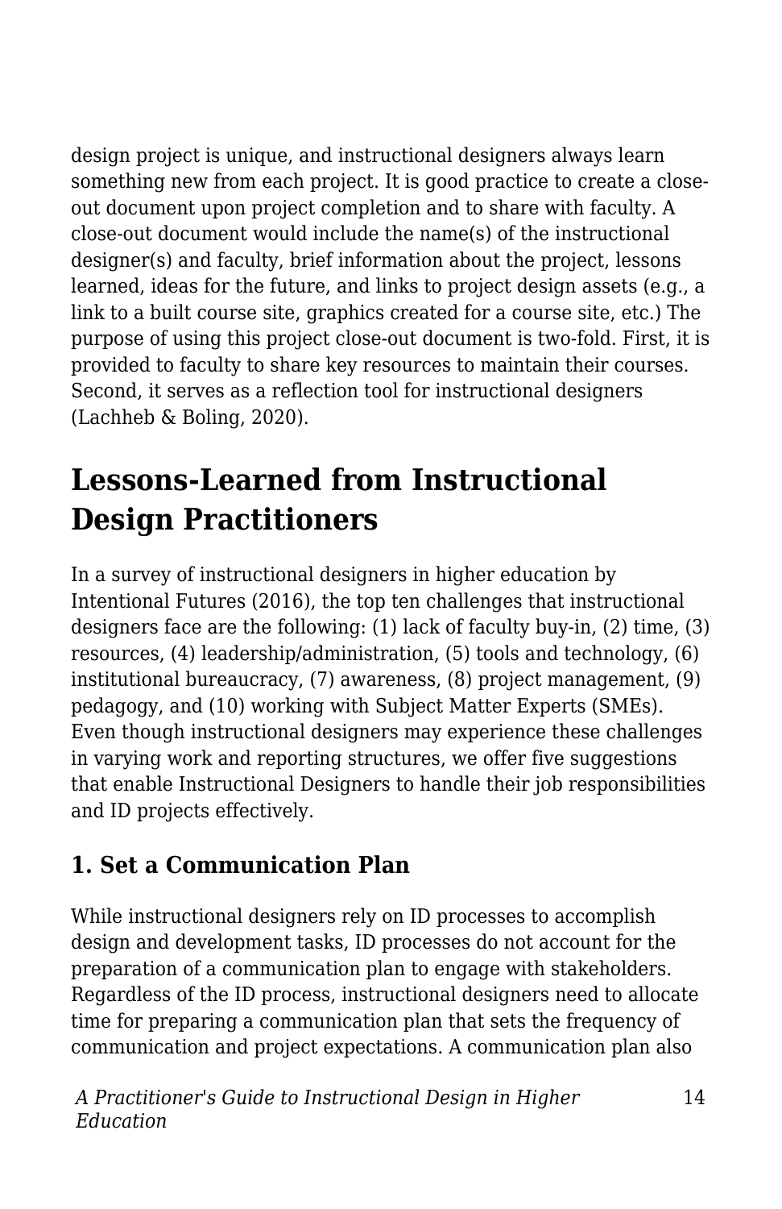design project is unique, and instructional designers always learn something new from each project. It is good practice to create a close-out document upon project completion and to share with faculty. A close-out document would include the name(s) of the instructional designer(s) and faculty, brief information about the project, lessons learned, ideas for the future, and links to project design assets (e.g., a link to a built course site, graphics created for a course site, etc.) The purpose of using this project close-out document is two-fold. First, it is provided to faculty to share key resources to maintain their courses. Second, it serves as a reflection tool for instructional designers (Lachheb & Boling, 2020).

## Lessons-Learned from Instructional Design Practitioners

In a survey of instructional designers in higher education by Intentional Futures (2016), the top ten challenges that instructional designers face are the following: (1) lack of faculty buy-in, (2) time, (3) resources, (4) leadership/administration, (5) tools and technology, (6) institutional bureaucracy, (7) awareness, (8) project management, (9) pedagogy, and (10) working with Subject Matter Experts (SMEs). Even though instructional designers may experience these challenges in varying work and reporting structures, we offer five suggestions that enable Instructional Designers to handle their job responsibilities and ID projects effectively.

### 1. Set a Communication Plan

While instructional designers rely on ID processes to accomplish design and development tasks, ID processes do not account for the preparation of a communication plan to engage with stakeholders. Regardless of the ID process, instructional designers need to allocate time for preparing a communication plan that sets the frequency of communication and project expectations. A communication plan also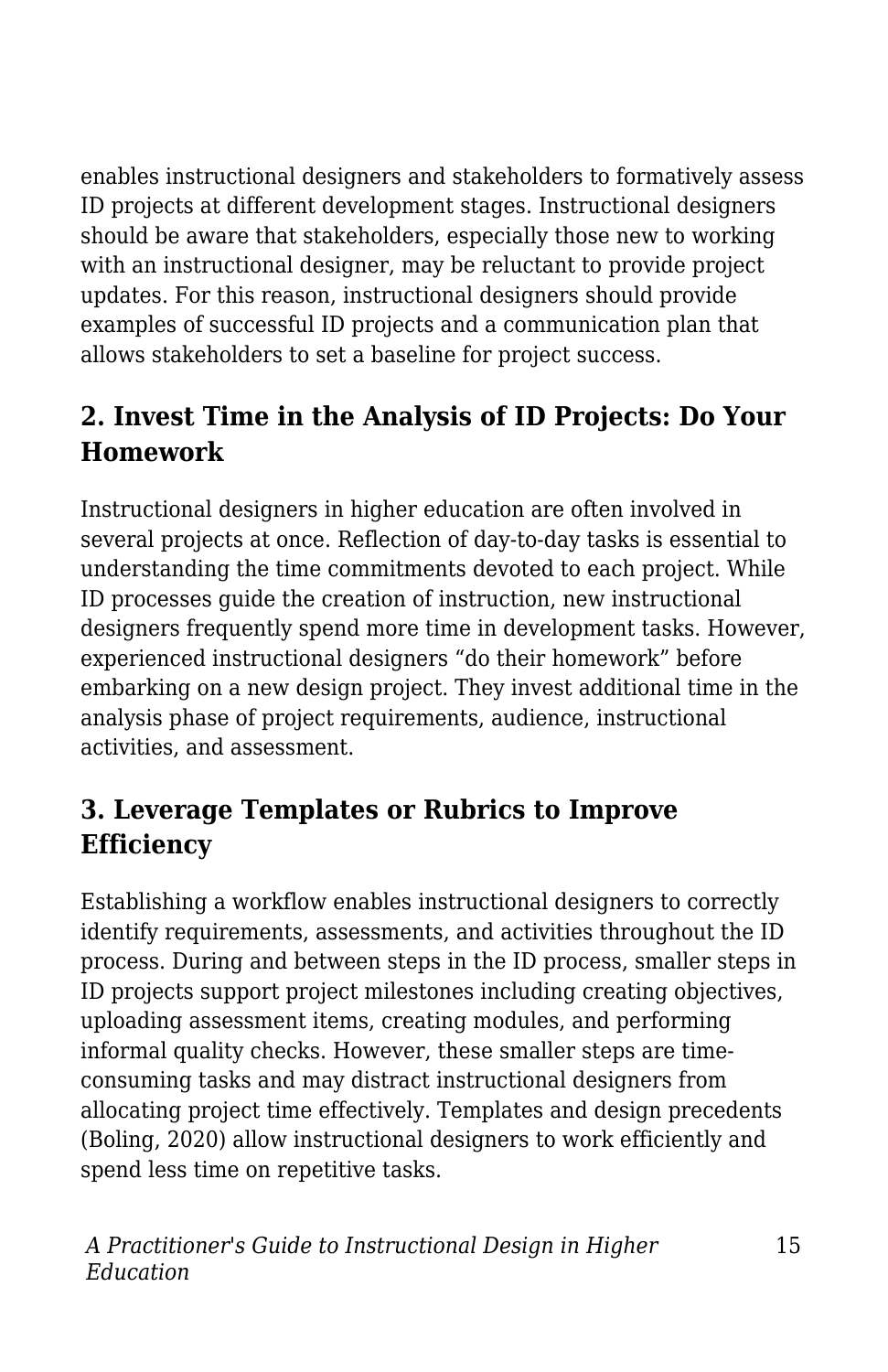enables instructional designers and stakeholders to formatively assess ID projects at different development stages. Instructional designers should be aware that stakeholders, especially those new to working with an instructional designer, may be reluctant to provide project updates. For this reason, instructional designers should provide examples of successful ID projects and a communication plan that allows stakeholders to set a baseline for project success.

## 2. Invest Time in the Analysis of ID Projects: Do Your Homework

Instructional designers in higher education are often involved in several projects at once. Reflection of day-to-day tasks is essential to understanding the time commitments devoted to each project. While ID processes guide the creation of instruction, new instructional designers frequently spend more time in development tasks. However, experienced instructional designers "do their homework" before embarking on a new design project. They invest additional time in the analysis phase of project requirements, audience, instructional activities, and assessment.

## 3. Leverage Templates or Rubrics to Improve Efficiency

Establishing a workflow enables instructional designers to correctly identify requirements, assessments, and activities throughout the ID process. During and between steps in the ID process, smaller steps in ID projects support project milestones including creating objectives, uploading assessment items, creating modules, and performing informal quality checks. However, these smaller steps are time-consuming tasks and may distract instructional designers from allocating project time effectively. Templates and design precedents (Boling, 2020) allow instructional designers to work efficiently and spend less time on repetitive tasks.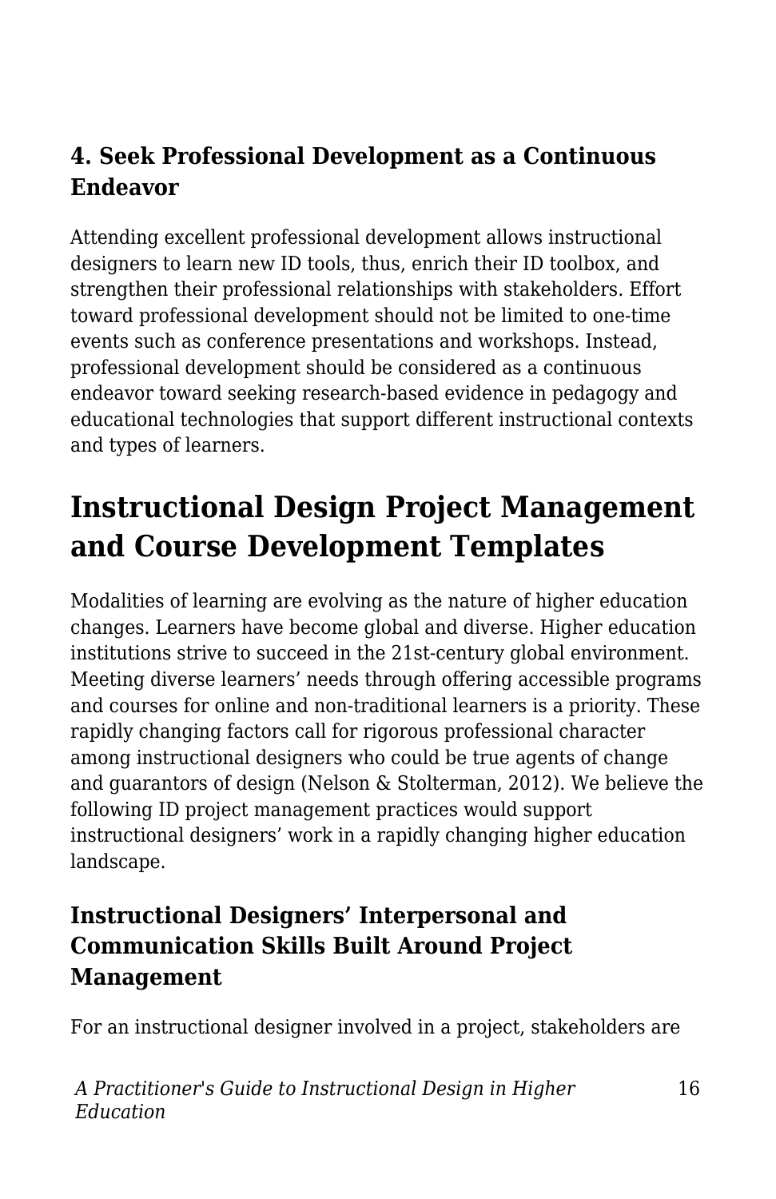### 4. Seek Professional Development as a Continuous Endeavor

Attending excellent professional development allows instructional designers to learn new ID tools, thus, enrich their ID toolbox, and strengthen their professional relationships with stakeholders. Effort toward professional development should not be limited to one-time events such as conference presentations and workshops. Instead, professional development should be considered as a continuous endeavor toward seeking research-based evidence in pedagogy and educational technologies that support different instructional contexts and types of learners.

## Instructional Design Project Management and Course Development Templates

Modalities of learning are evolving as the nature of higher education changes. Learners have become global and diverse. Higher education institutions strive to succeed in the 21st-century global environment. Meeting diverse learners' needs through offering accessible programs and courses for online and non-traditional learners is a priority. These rapidly changing factors call for rigorous professional character among instructional designers who could be true agents of change and guarantors of design (Nelson & Stolterman, 2012). We believe the following ID project management practices would support instructional designers' work in a rapidly changing higher education landscape.

### Instructional Designers' Interpersonal and Communication Skills Built Around Project Management

For an instructional designer involved in a project, stakeholders are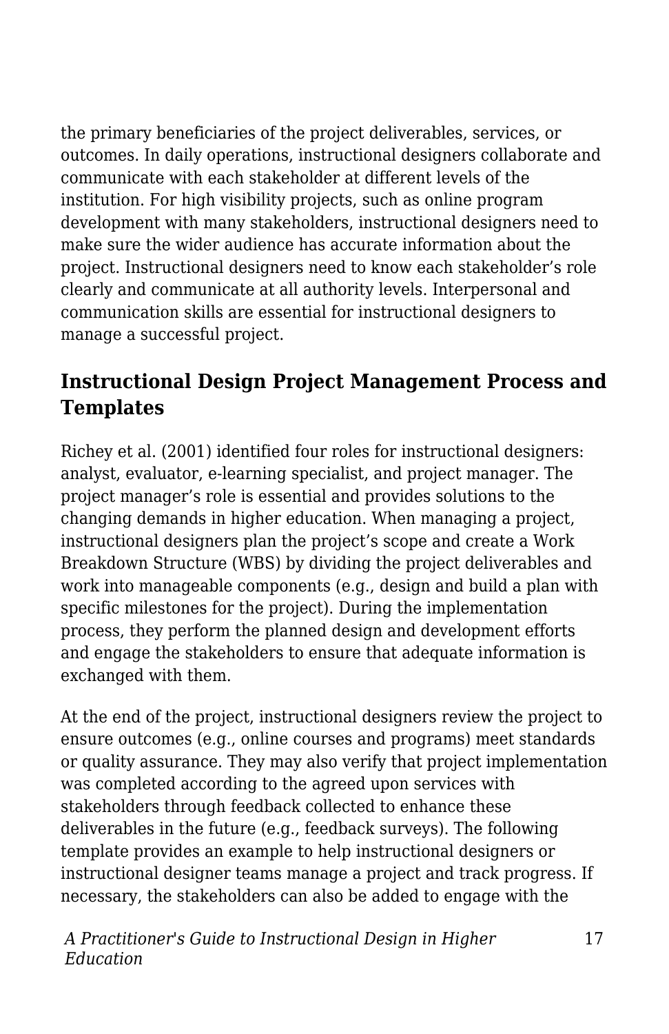the primary beneficiaries of the project deliverables, services, or outcomes. In daily operations, instructional designers collaborate and communicate with each stakeholder at different levels of the institution. For high visibility projects, such as online program development with many stakeholders, instructional designers need to make sure the wider audience has accurate information about the project. Instructional designers need to know each stakeholder's role clearly and communicate at all authority levels. Interpersonal and communication skills are essential for instructional designers to manage a successful project.

## Instructional Design Project Management Process and Templates

Richey et al. (2001) identified four roles for instructional designers: analyst, evaluator, e-learning specialist, and project manager. The project manager's role is essential and provides solutions to the changing demands in higher education. When managing a project, instructional designers plan the project's scope and create a Work Breakdown Structure (WBS) by dividing the project deliverables and work into manageable components (e.g., design and build a plan with specific milestones for the project). During the implementation process, they perform the planned design and development efforts and engage the stakeholders to ensure that adequate information is exchanged with them.

At the end of the project, instructional designers review the project to ensure outcomes (e.g., online courses and programs) meet standards or quality assurance. They may also verify that project implementation was completed according to the agreed upon services with stakeholders through feedback collected to enhance these deliverables in the future (e.g., feedback surveys). The following template provides an example to help instructional designers or instructional designer teams manage a project and track progress. If necessary, the stakeholders can also be added to engage with the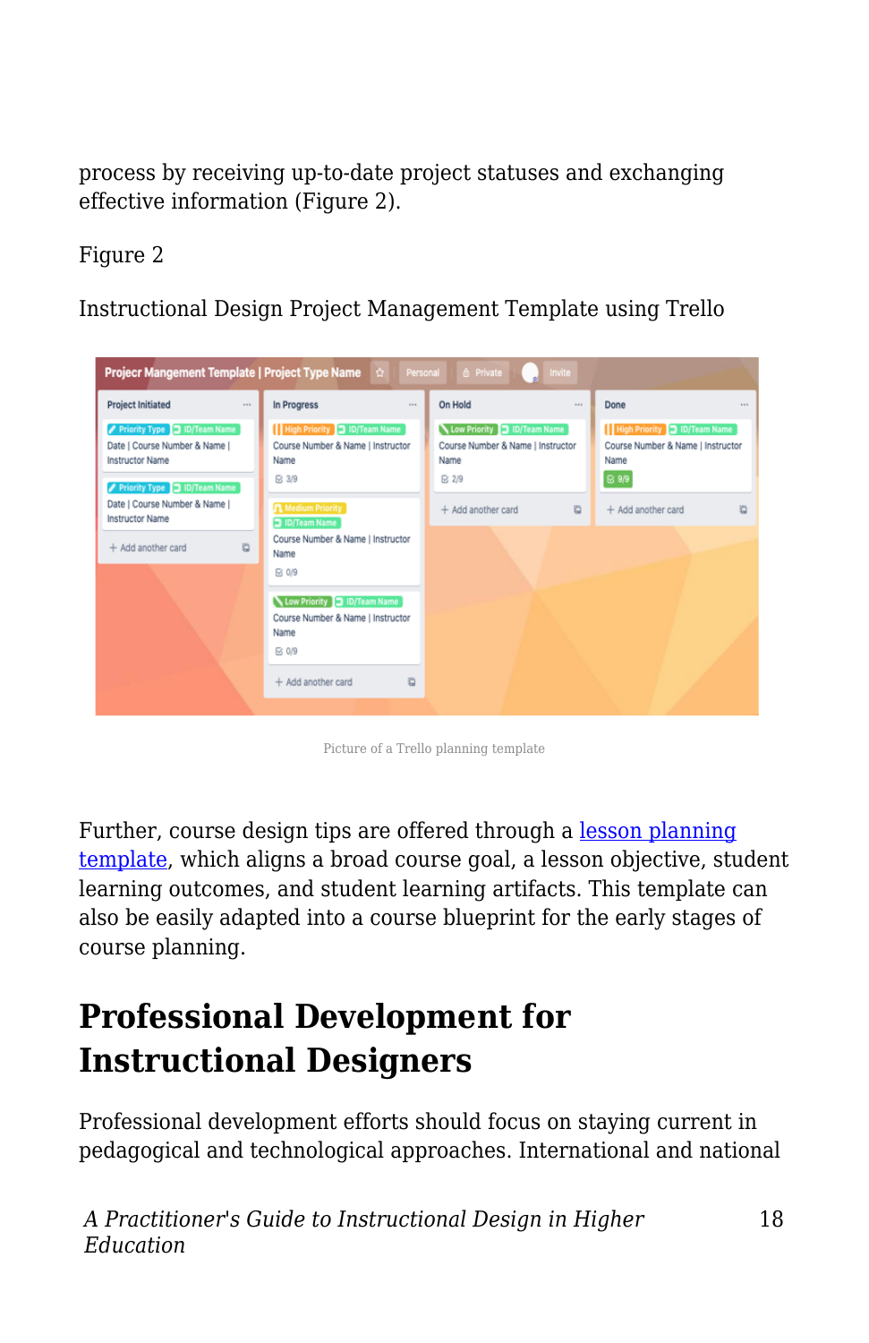process by receiving up-to-date project statuses and exchanging effective information (Figure 2).

Figure 2

Instructional Design Project Management Template using Trello

Picture of a Trello planning template

Further, course design tips are offered through a lesson planning template, which aligns a broad course goal, a lesson objective, student learning outcomes, and student learning artifacts. This template can also be easily adapted into a course blueprint for the early stages of course planning.

## Professional Development for Instructional Designers

Professional development efforts should focus on staying current in pedagogical and technological approaches. International and national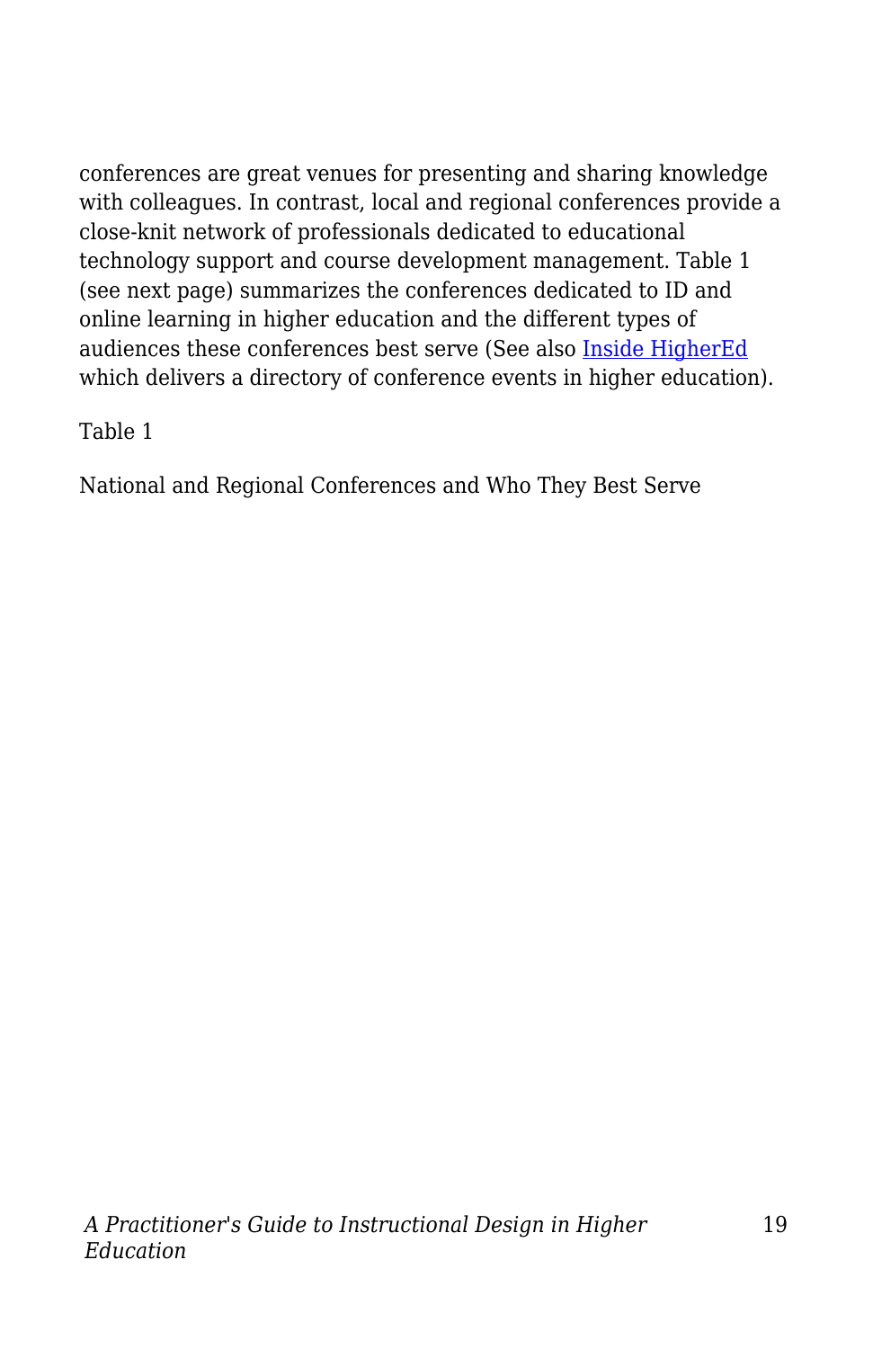conferences are great venues for presenting and sharing knowledge with colleagues. In contrast, local and regional conferences provide a close-knit network of professionals dedicated to educational technology support and course development management. Table 1 (see next page) summarizes the conferences dedicated to ID and online learning in higher education and the different types of audiences these conferences best serve (See also Inside HigherEd which delivers a directory of conference events in higher education).

Table 1

National and Regional Conferences and Who They Best Serve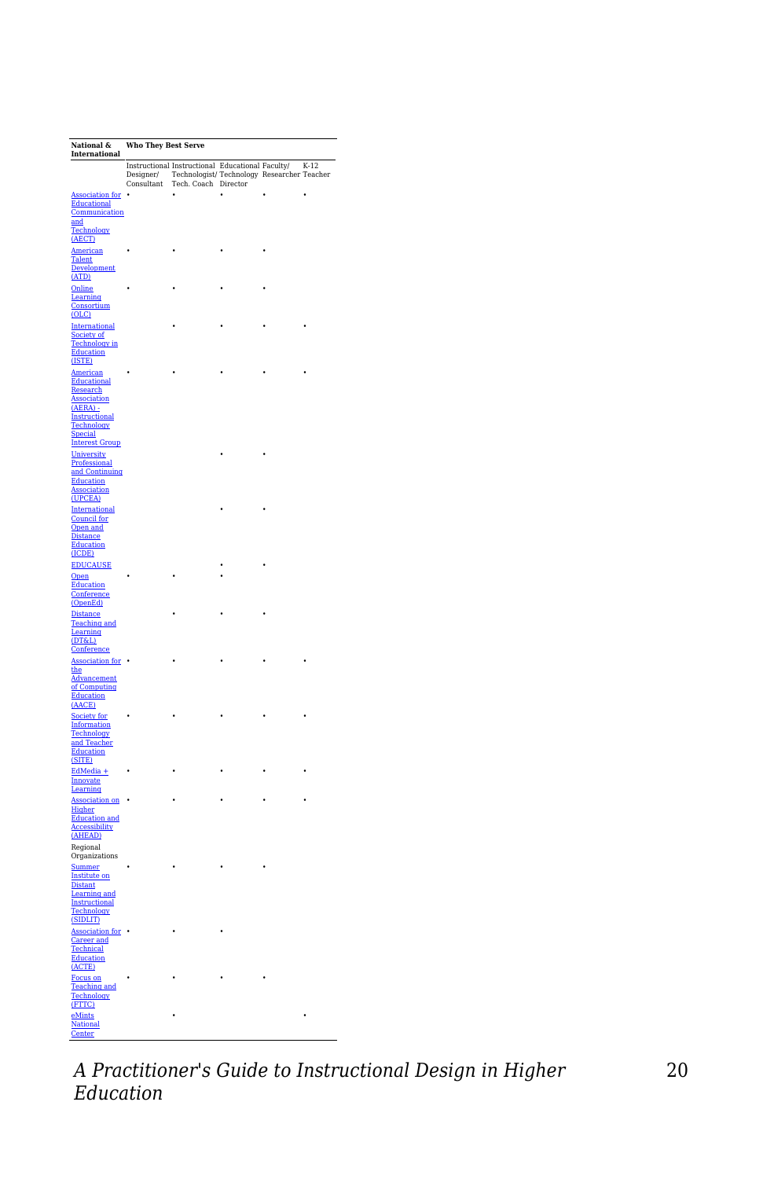| National & International | Who They Best Serve | | | | |
|---|---|---|---|---|---|
| | Instructional Designer/ Consultant | Instructional Technologist/ Tech. Coach | Educational Technology Director | Faculty/ Researcher | K-12 Teacher |
| Association for Educational Communication and Technology (AECT) | • | • | • | • | • |
| American Talent Development (ATD) | • | • | • | • | |
| Online Learning Consortium (OLC) | • | • | • | • | |
| International Society of Technology in Education (ISTE) | | • | • | • | • |
| American Educational Research Association (AERA) - Instructional Technology Special Interest Group | • | • | • | • | • |
| University Professional and Continuing Education Association (UPCEA) | | | • | • | |
| International Council for Open and Distance Education (ICDE) | | | • | • | |
| EDUCAUSE | | | • | • | |
| Open Education Conference (OpenEd) | • | • | • | | |
| Distance Teaching and Learning (DT&L) Conference | | • | • | • | |
| Association for the Advancement of Computing Education (AACE) | • | • | • | • | • |
| Society for Information Technology and Teacher Education (SITE) | • | • | • | • | • |
| EdMedia + Innovate Learning | • | • | • | • | • |
| Association on Higher Education and Accessibility (AHEAD) | • | • | • | • | • |
| Regional Organizations | | | | | |
| Summer Institute on Distant Learning and Instructional Technology (SIDLIT) | • | • | • | • | |
| Association for Career and Technical Education (ACTE) | • | • | • | | |
| Focus on Teaching and Technology (FTTC) | • | • | • | • | |
| eMints National Center | | • | | | • |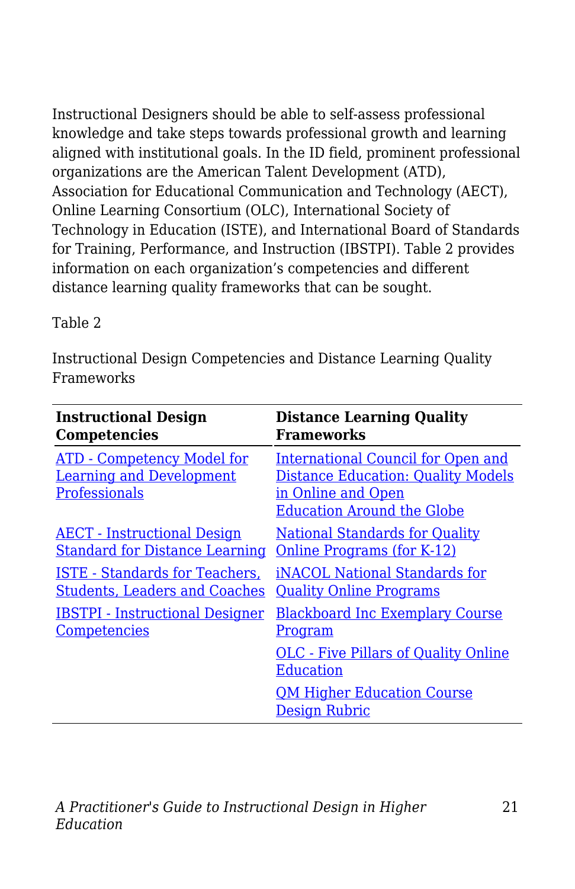Instructional Designers should be able to self-assess professional knowledge and take steps towards professional growth and learning aligned with institutional goals. In the ID field, prominent professional organizations are the American Talent Development (ATD), Association for Educational Communication and Technology (AECT), Online Learning Consortium (OLC), International Society of Technology in Education (ISTE), and International Board of Standards for Training, Performance, and Instruction (IBSTPI). Table 2 provides information on each organization's competencies and different distance learning quality frameworks that can be sought.

Table 2

Instructional Design Competencies and Distance Learning Quality Frameworks

| **Instructional Design Competencies** | **Distance Learning Quality Frameworks** |
|---|---|
| ATD - Competency Model for Learning and Development Professionals | International Council for Open and Distance Education: Quality Models in Online and Open Education Around the Globe |
| AECT - Instructional Design Standard for Distance Learning | National Standards for Quality Online Programs (for K-12) |
| ISTE - Standards for Teachers, Students, Leaders and Coaches | iNACOL National Standards for Quality Online Programs |
| IBSTPI - Instructional Designer Competencies | Blackboard Inc Exemplary Course Program |
| | OLC - Five Pillars of Quality Online Education |
| | QM Higher Education Course Design Rubric |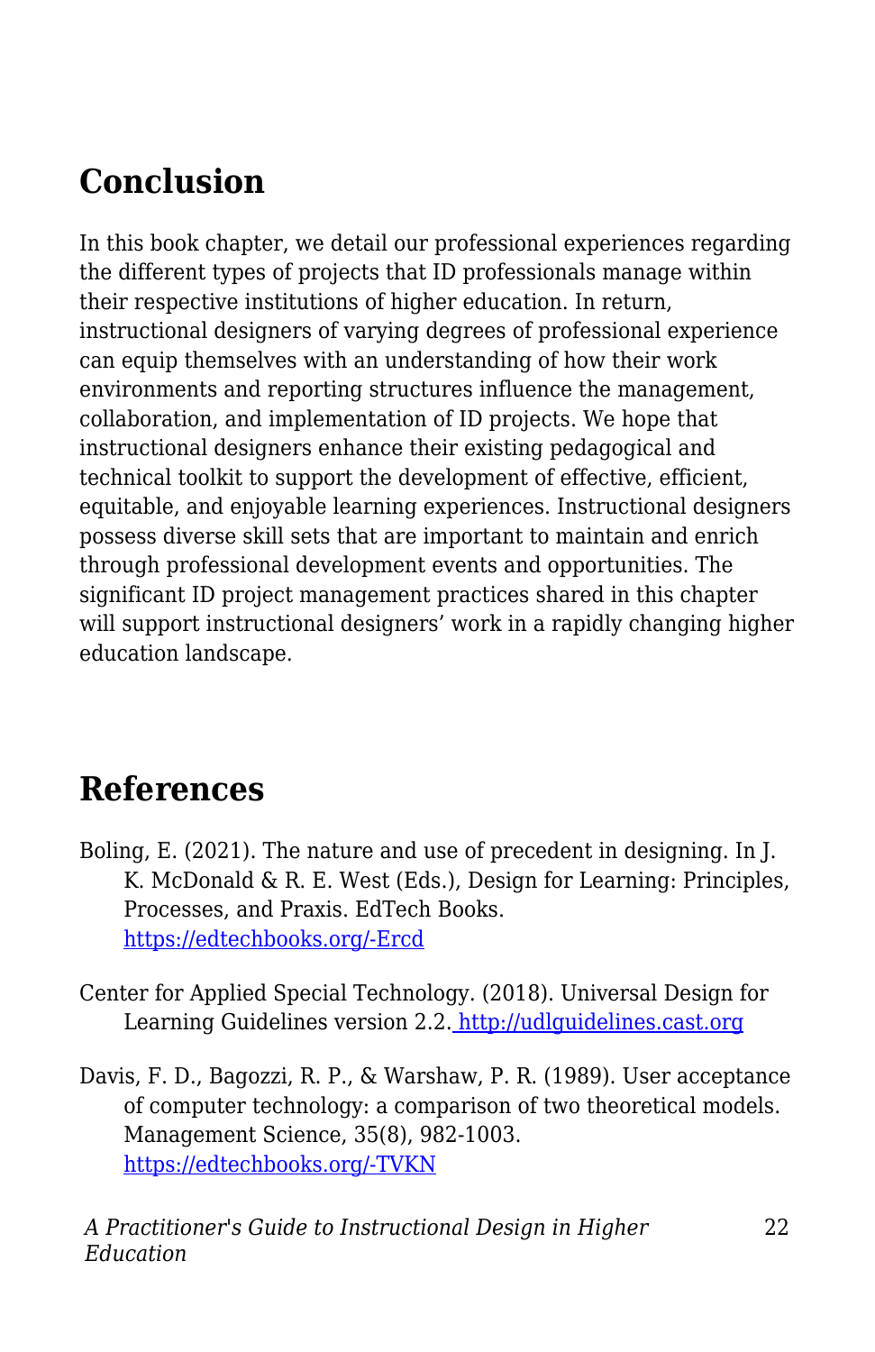## Conclusion

In this book chapter, we detail our professional experiences regarding the different types of projects that ID professionals manage within their respective institutions of higher education. In return, instructional designers of varying degrees of professional experience can equip themselves with an understanding of how their work environments and reporting structures influence the management, collaboration, and implementation of ID projects. We hope that instructional designers enhance their existing pedagogical and technical toolkit to support the development of effective, efficient, equitable, and enjoyable learning experiences. Instructional designers possess diverse skill sets that are important to maintain and enrich through professional development events and opportunities. The significant ID project management practices shared in this chapter will support instructional designers' work in a rapidly changing higher education landscape.

## References

Boling, E. (2021). The nature and use of precedent in designing. In J. K. McDonald & R. E. West (Eds.), Design for Learning: Principles, Processes, and Praxis. EdTech Books. https://edtechbooks.org/-Ercd

Center for Applied Special Technology. (2018). Universal Design for Learning Guidelines version 2.2. http://udlguidelines.cast.org

Davis, F. D., Bagozzi, R. P., & Warshaw, P. R. (1989). User acceptance of computer technology: a comparison of two theoretical models. Management Science, 35(8), 982-1003. https://edtechbooks.org/-TVKN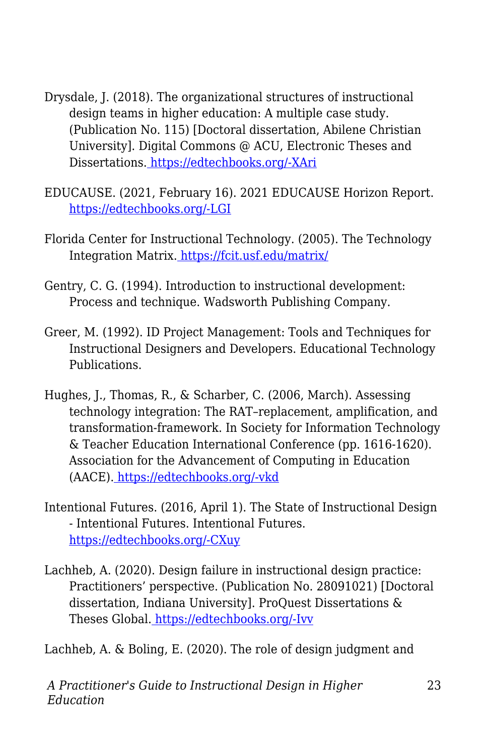Drysdale, J. (2018). The organizational structures of instructional design teams in higher education: A multiple case study. (Publication No. 115) [Doctoral dissertation, Abilene Christian University]. Digital Commons @ ACU, Electronic Theses and Dissertations. https://edtechbooks.org/-XAri

EDUCAUSE. (2021, February 16). 2021 EDUCAUSE Horizon Report. https://edtechbooks.org/-LGI

Florida Center for Instructional Technology. (2005). The Technology Integration Matrix. https://fcit.usf.edu/matrix/

Gentry, C. G. (1994). Introduction to instructional development: Process and technique. Wadsworth Publishing Company.

Greer, M. (1992). ID Project Management: Tools and Techniques for Instructional Designers and Developers. Educational Technology Publications.

Hughes, J., Thomas, R., & Scharber, C. (2006, March). Assessing technology integration: The RAT–replacement, amplification, and transformation-framework. In Society for Information Technology & Teacher Education International Conference (pp. 1616-1620). Association for the Advancement of Computing in Education (AACE). https://edtechbooks.org/-vkd

Intentional Futures. (2016, April 1). The State of Instructional Design - Intentional Futures. Intentional Futures. https://edtechbooks.org/-CXuy

Lachheb, A. (2020). Design failure in instructional design practice: Practitioners' perspective. (Publication No. 28091021) [Doctoral dissertation, Indiana University]. ProQuest Dissertations & Theses Global. https://edtechbooks.org/-Ivv

Lachheb, A. & Boling, E. (2020). The role of design judgment and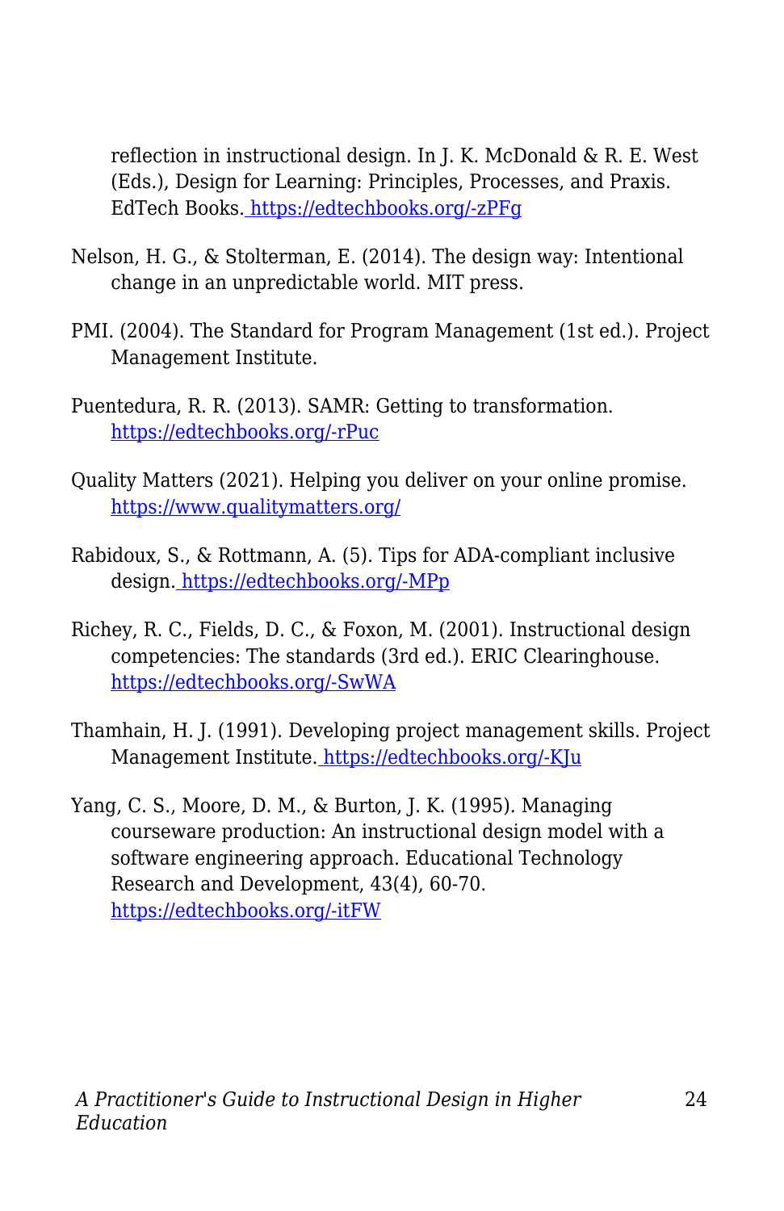reflection in instructional design. In J. K. McDonald & R. E. West (Eds.), Design for Learning: Principles, Processes, and Praxis. EdTech Books. https://edtechbooks.org/-zPFg

Nelson, H. G., & Stolterman, E. (2014). The design way: Intentional change in an unpredictable world. MIT press.

PMI. (2004). The Standard for Program Management (1st ed.). Project Management Institute.

Puentedura, R. R. (2013). SAMR: Getting to transformation. https://edtechbooks.org/-rPuc

Quality Matters (2021). Helping you deliver on your online promise. https://www.qualitymatters.org/

Rabidoux, S., & Rottmann, A. (5). Tips for ADA-compliant inclusive design. https://edtechbooks.org/-MPp

Richey, R. C., Fields, D. C., & Foxon, M. (2001). Instructional design competencies: The standards (3rd ed.). ERIC Clearinghouse. https://edtechbooks.org/-SwWA

Thamhain, H. J. (1991). Developing project management skills. Project Management Institute. https://edtechbooks.org/-KJu

Yang, C. S., Moore, D. M., & Burton, J. K. (1995). Managing courseware production: An instructional design model with a software engineering approach. Educational Technology Research and Development, 43(4), 60-70. https://edtechbooks.org/-itFW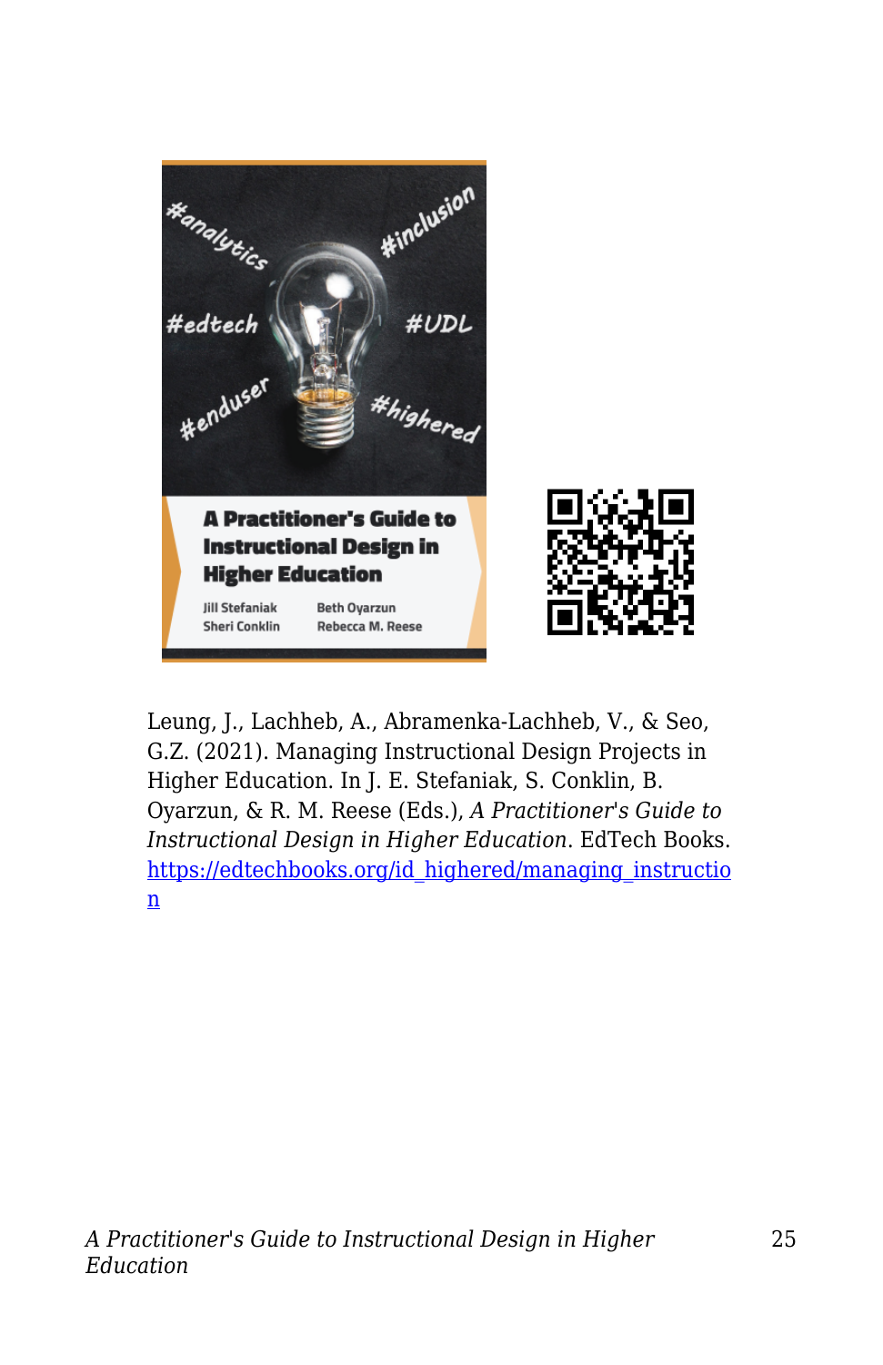Leung, J., Lachheb, A., Abramenka-Lachheb, V., & Seo, G.Z. (2021). Managing Instructional Design Projects in Higher Education. In J. E. Stefaniak, S. Conklin, B. Oyarzun, & R. M. Reese (Eds.), *A Practitioner's Guide to Instructional Design in Higher Education*. EdTech Books. [https://edtechbooks.org/id_highered/managing_instruction](https://edtechbooks.org/id_highered/managing_instruction)